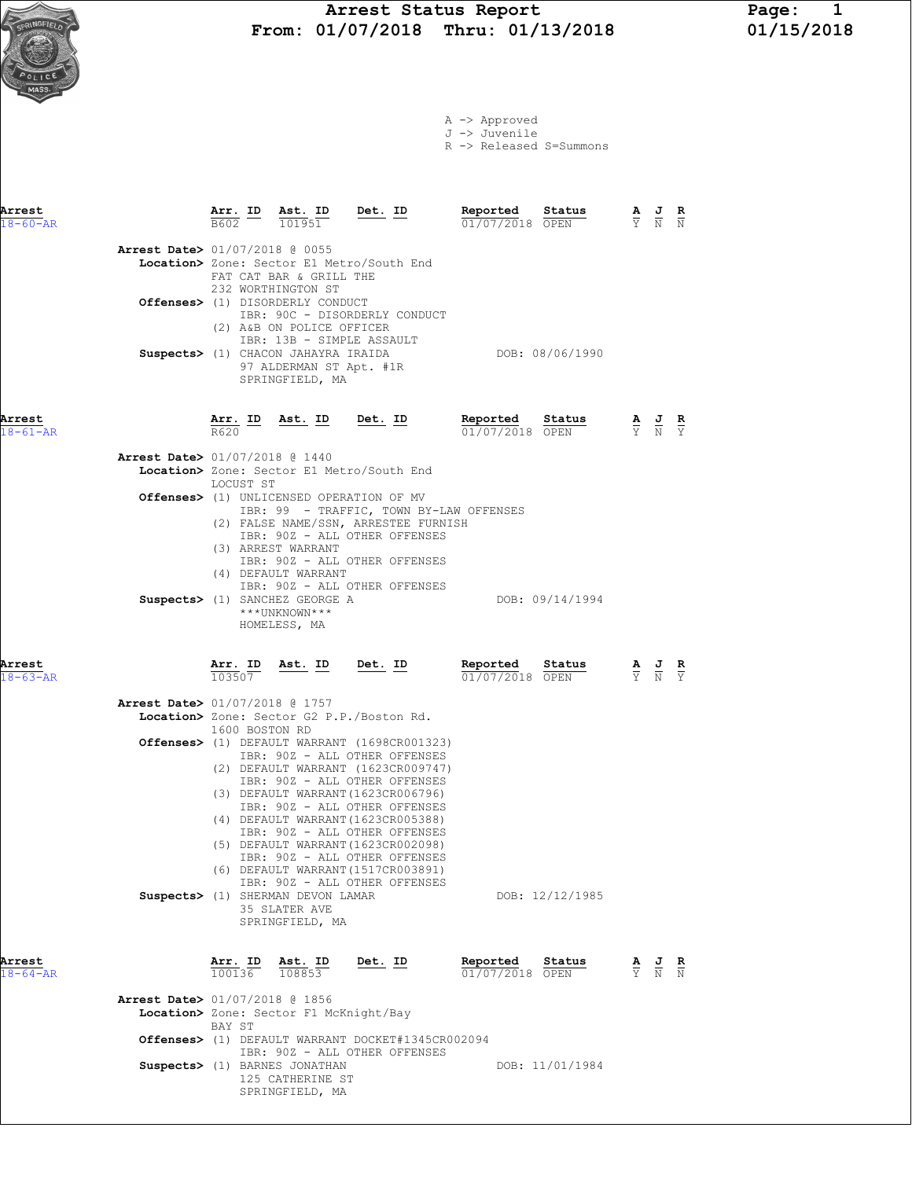# Arrest Status Report
**From: 01/07/2018 Thru: 01/13/2018**

A -> Approved
J -> Juvenile
R -> Released S=Summons

| Arrest | Arr. ID | Ast. ID | Det. ID | Reported | Status | A | J | R |
|---|---|---|---|---|---|---|---|---|
| 18-60-AR | B602 | 101951 | | 01/07/2018 | OPEN | Y | N | N |

**Arrest Date>** 01/07/2018 @ 0055
**Location>** Zone: Sector E1 Metro/South End
FAT CAT BAR & GRILL THE
232 WORTHINGTON ST
**Offenses>** (1) DISORDERLY CONDUCT
IBR: 90C - DISORDERLY CONDUCT
(2) A&B ON POLICE OFFICER
IBR: 13B - SIMPLE ASSAULT
**Suspects>** (1) CHACON JAHAYRA IRAIDA — DOB: 08/06/1990
97 ALDERMAN ST Apt. #1R
SPRINGFIELD, MA

| Arrest | Arr. ID | Ast. ID | Det. ID | Reported | Status | A | J | R |
|---|---|---|---|---|---|---|---|---|
| 18-61-AR | R620 | | | 01/07/2018 | OPEN | Y | N | Y |

**Arrest Date>** 01/07/2018 @ 1440
**Location>** Zone: Sector E1 Metro/South End
LOCUST ST
**Offenses>** (1) UNLICENSED OPERATION OF MV
IBR: 99 - TRAFFIC, TOWN BY-LAW OFFENSES
(2) FALSE NAME/SSN, ARRESTEE FURNISH
IBR: 90Z - ALL OTHER OFFENSES
(3) ARREST WARRANT
IBR: 90Z - ALL OTHER OFFENSES
(4) DEFAULT WARRANT
IBR: 90Z - ALL OTHER OFFENSES
**Suspects>** (1) SANCHEZ GEORGE A — DOB: 09/14/1994
\*\*\*UNKNOWN\*\*\*
HOMELESS, MA

| Arrest | Arr. ID | Ast. ID | Det. ID | Reported | Status | A | J | R |
|---|---|---|---|---|---|---|---|---|
| 18-63-AR | 103507 | | | 01/07/2018 | OPEN | Y | N | Y |

**Arrest Date>** 01/07/2018 @ 1757
**Location>** Zone: Sector G2 P.P./Boston Rd.
1600 BOSTON RD
**Offenses>** (1) DEFAULT WARRANT (1698CR001323)
IBR: 90Z - ALL OTHER OFFENSES
(2) DEFAULT WARRANT (1623CR009747)
IBR: 90Z - ALL OTHER OFFENSES
(3) DEFAULT WARRANT(1623CR006796)
IBR: 90Z - ALL OTHER OFFENSES
(4) DEFAULT WARRANT(1623CR005388)
IBR: 90Z - ALL OTHER OFFENSES
(5) DEFAULT WARRANT(1623CR002098)
IBR: 90Z - ALL OTHER OFFENSES
(6) DEFAULT WARRANT(1517CR003891)
IBR: 90Z - ALL OTHER OFFENSES
**Suspects>** (1) SHERMAN DEVON LAMAR — DOB: 12/12/1985
35 SLATER AVE
SPRINGFIELD, MA

| Arrest | Arr. ID | Ast. ID | Det. ID | Reported | Status | A | J | R |
|---|---|---|---|---|---|---|---|---|
| 18-64-AR | 100136 | 108853 | | 01/07/2018 | OPEN | Y | N | N |

**Arrest Date>** 01/07/2018 @ 1856
**Location>** Zone: Sector F1 McKnight/Bay
BAY ST
**Offenses>** (1) DEFAULT WARRANT DOCKET#1345CR002094
IBR: 90Z - ALL OTHER OFFENSES
**Suspects>** (1) BARNES JONATHAN — DOB: 11/01/1984
125 CATHERINE ST
SPRINGFIELD, MA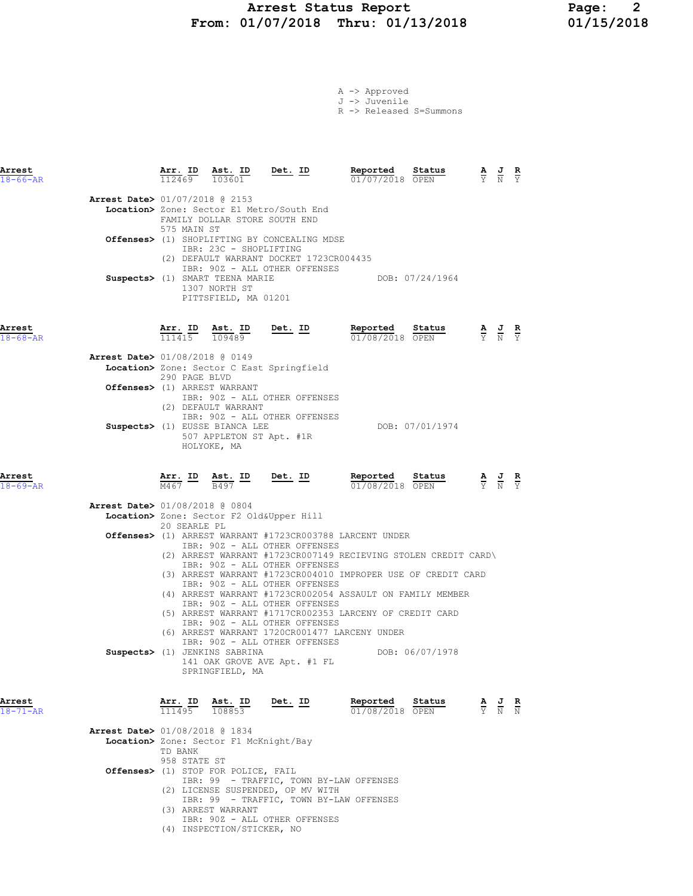# Arrest Status Report
## From: 01/07/2018 Thru: 01/13/2018

A -> Approved
J -> Juvenile
R -> Released S=Summons

---

**Arrest** 18-66-AR

| Arr. ID | Ast. ID | Det. ID | Reported | Status | A | J | R |
|---|---|---|---|---|---|---|---|
| 112469 | 103601 | | 01/07/2018 | OPEN | Y | N | Y |

**Arrest Date>** 01/07/2018 @ 2153
**Location>** Zone: Sector E1 Metro/South End
FAMILY DOLLAR STORE SOUTH END
575 MAIN ST
**Offenses>** (1) SHOPLIFTING BY CONCEALING MDSE
IBR: 23C - SHOPLIFTING
(2) DEFAULT WARRANT DOCKET 1723CR004435
IBR: 90Z - ALL OTHER OFFENSES
**Suspects>** (1) SMART TEENA MARIE DOB: 07/24/1964
1307 NORTH ST
PITTSFIELD, MA 01201

---

**Arrest** 18-68-AR

| Arr. ID | Ast. ID | Det. ID | Reported | Status | A | J | R |
|---|---|---|---|---|---|---|---|
| 111415 | 109489 | | 01/08/2018 | OPEN | Y | N | Y |

**Arrest Date>** 01/08/2018 @ 0149
**Location>** Zone: Sector C East Springfield
290 PAGE BLVD
**Offenses>** (1) ARREST WARRANT
IBR: 90Z - ALL OTHER OFFENSES
(2) DEFAULT WARRANT
IBR: 90Z - ALL OTHER OFFENSES
**Suspects>** (1) EUSSE BIANCA LEE DOB: 07/01/1974
507 APPLETON ST Apt. #1R
HOLYOKE, MA

---

**Arrest** 18-69-AR

| Arr. ID | Ast. ID | Det. ID | Reported | Status | A | J | R |
|---|---|---|---|---|---|---|---|
| M467 | B497 | | 01/08/2018 | OPEN | Y | N | Y |

**Arrest Date>** 01/08/2018 @ 0804
**Location>** Zone: Sector F2 Old&Upper Hill
20 SEARLE PL
**Offenses>** (1) ARREST WARRANT #1723CR003788 LARCENT UNDER
IBR: 90Z - ALL OTHER OFFENSES
(2) ARREST WARRANT #1723CR007149 RECIEVING STOLEN CREDIT CARD\
IBR: 90Z - ALL OTHER OFFENSES
(3) ARREST WARRANT #1723CR004010 IMPROPER USE OF CREDIT CARD
IBR: 90Z - ALL OTHER OFFENSES
(4) ARREST WARRANT #1723CR002054 ASSAULT ON FAMILY MEMBER
IBR: 90Z - ALL OTHER OFFENSES
(5) ARREST WARRANT #1717CR002353 LARCENY OF CREDIT CARD
IBR: 90Z - ALL OTHER OFFENSES
(6) ARREST WARRANT 1720CR001477 LARCENY UNDER
IBR: 90Z - ALL OTHER OFFENSES
**Suspects>** (1) JENKINS SABRINA DOB: 06/07/1978
141 OAK GROVE AVE Apt. #1 FL
SPRINGFIELD, MA

---

**Arrest** 18-71-AR

| Arr. ID | Ast. ID | Det. ID | Reported | Status | A | J | R |
|---|---|---|---|---|---|---|---|
| 111495 | 108853 | | 01/08/2018 | OPEN | Y | N | N |

**Arrest Date>** 01/08/2018 @ 1834
**Location>** Zone: Sector F1 McKnight/Bay
TD BANK
958 STATE ST
**Offenses>** (1) STOP FOR POLICE, FAIL
IBR: 99 - TRAFFIC, TOWN BY-LAW OFFENSES
(2) LICENSE SUSPENDED, OP MV WITH
IBR: 99 - TRAFFIC, TOWN BY-LAW OFFENSES
(3) ARREST WARRANT
IBR: 90Z - ALL OTHER OFFENSES
(4) INSPECTION/STICKER, NO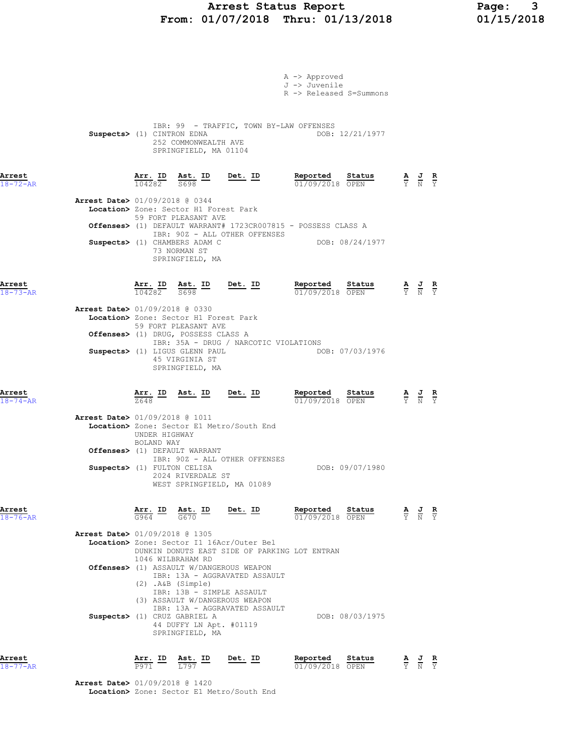A -> Approved
J -> Juvenile
R -> Released S=Summons

IBR: 99 - TRAFFIC, TOWN BY-LAW OFFENSES
**Suspects>** (1) CINTRON EDNA DOB: 12/21/1977
252 COMMONWEALTH AVE
SPRINGFIELD, MA 01104

| Arrest | Arr. ID | Ast. ID | Det. ID | Reported | Status | A | J | R |
|---|---|---|---|---|---|---|---|---|
| 18-72-AR | 104282 | S698 | | 01/09/2018 | OPEN | Y | N | Y |

**Arrest Date>** 01/09/2018 @ 0344
**Location>** Zone: Sector H1 Forest Park
59 FORT PLEASANT AVE
**Offenses>** (1) DEFAULT WARRANT# 1723CR007815 - POSSESS CLASS A
IBR: 90Z - ALL OTHER OFFENSES
**Suspects>** (1) CHAMBERS ADAM C DOB: 08/24/1977
73 NORMAN ST
SPRINGFIELD, MA

| Arrest | Arr. ID | Ast. ID | Det. ID | Reported | Status | A | J | R |
|---|---|---|---|---|---|---|---|---|
| 18-73-AR | 104282 | S698 | | 01/09/2018 | OPEN | Y | N | Y |

**Arrest Date>** 01/09/2018 @ 0330
**Location>** Zone: Sector H1 Forest Park
59 FORT PLEASANT AVE
**Offenses>** (1) DRUG, POSSESS CLASS A
IBR: 35A - DRUG / NARCOTIC VIOLATIONS
**Suspects>** (1) LIGUS GLENN PAUL DOB: 07/03/1976
45 VIRGINIA ST
SPRINGFIELD, MA

| Arrest | Arr. ID | Ast. ID | Det. ID | Reported | Status | A | J | R |
|---|---|---|---|---|---|---|---|---|
| 18-74-AR | Z648 | | | 01/09/2018 | OPEN | Y | N | Y |

**Arrest Date>** 01/09/2018 @ 1011
**Location>** Zone: Sector E1 Metro/South End
UNDER HIGHWAY
BOLAND WAY
**Offenses>** (1) DEFAULT WARRANT
IBR: 90Z - ALL OTHER OFFENSES
**Suspects>** (1) FULTON CELISA DOB: 09/07/1980
2024 RIVERDALE ST
WEST SPRINGFIELD, MA 01089

| Arrest | Arr. ID | Ast. ID | Det. ID | Reported | Status | A | J | R |
|---|---|---|---|---|---|---|---|---|
| 18-76-AR | G964 | G670 | | 01/09/2018 | OPEN | Y | N | Y |

**Arrest Date>** 01/09/2018 @ 1305
**Location>** Zone: Sector I1 16Acr/Outer Bel
DUNKIN DONUTS EAST SIDE OF PARKING LOT ENTRAN
1046 WILBRAHAM RD
**Offenses>** (1) ASSAULT W/DANGEROUS WEAPON
IBR: 13A - AGGRAVATED ASSAULT
(2) .A&B (Simple)
IBR: 13B - SIMPLE ASSAULT
(3) ASSAULT W/DANGEROUS WEAPON
IBR: 13A - AGGRAVATED ASSAULT
**Suspects>** (1) CRUZ GABRIEL A DOB: 08/03/1975
44 DUFFY LN Apt. #01119
SPRINGFIELD, MA

| Arrest | Arr. ID | Ast. ID | Det. ID | Reported | Status | A | J | R |
|---|---|---|---|---|---|---|---|---|
| 18-77-AR | P971 | L797 | | 01/09/2018 | OPEN | Y | N | Y |

**Arrest Date>** 01/09/2018 @ 1420
**Location>** Zone: Sector E1 Metro/South End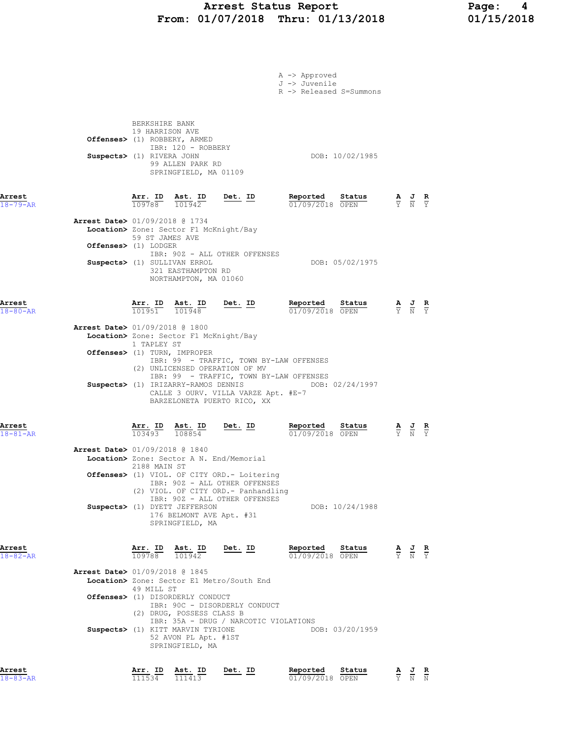A -> Approved
J -> Juvenile
R -> Released S=Summons

BERKSHIRE BANK
19 HARRISON AVE
**Offenses>** (1) ROBBERY, ARMED
IBR: 120 - ROBBERY
**Suspects>** (1) RIVERA JOHN DOB: 10/02/1985
99 ALLEN PARK RD
SPRINGFIELD, MA 01109

**Arrest 18-79-AR**

| Arr. ID | Ast. ID | Det. ID | Reported | Status | A | J | R |
|---|---|---|---|---|---|---|---|
| 109788 | 101942 | | 01/09/2018 | OPEN | Y | N | Y |

**Arrest Date>** 01/09/2018 @ 1734
**Location>** Zone: Sector F1 McKnight/Bay
59 ST JAMES AVE
**Offenses>** (1) LODGER
IBR: 90Z - ALL OTHER OFFENSES
**Suspects>** (1) SULLIVAN ERROL DOB: 05/02/1975
321 EASTHAMPTON RD
NORTHAMPTON, MA 01060

**Arrest 18-80-AR**

| Arr. ID | Ast. ID | Det. ID | Reported | Status | A | J | R |
|---|---|---|---|---|---|---|---|
| 101951 | 101948 | | 01/09/2018 | OPEN | Y | N | Y |

**Arrest Date>** 01/09/2018 @ 1800
**Location>** Zone: Sector F1 McKnight/Bay
1 TAPLEY ST
**Offenses>** (1) TURN, IMPROPER
IBR: 99 - TRAFFIC, TOWN BY-LAW OFFENSES
(2) UNLICENSED OPERATION OF MV
IBR: 99 - TRAFFIC, TOWN BY-LAW OFFENSES
**Suspects>** (1) IRIZARRY-RAMOS DENNIS DOB: 02/24/1997
CALLE 3 OURV. VILLA VARZE Apt. #E-7
BARZELONETA PUERTO RICO, XX

**Arrest 18-81-AR**

| Arr. ID | Ast. ID | Det. ID | Reported | Status | A | J | R |
|---|---|---|---|---|---|---|---|
| 103493 | 108854 | | 01/09/2018 | OPEN | Y | N | Y |

**Arrest Date>** 01/09/2018 @ 1840
**Location>** Zone: Sector A N. End/Memorial
2188 MAIN ST
**Offenses>** (1) VIOL. OF CITY ORD.- Loitering
IBR: 90Z - ALL OTHER OFFENSES
(2) VIOL. OF CITY ORD.- Panhandling
IBR: 90Z - ALL OTHER OFFENSES
**Suspects>** (1) DYETT JEFFERSON DOB: 10/24/1988
176 BELMONT AVE Apt. #31
SPRINGFIELD, MA

**Arrest 18-82-AR**

| Arr. ID | Ast. ID | Det. ID | Reported | Status | A | J | R |
|---|---|---|---|---|---|---|---|
| 109788 | 101942 | | 01/09/2018 | OPEN | Y | N | Y |

**Arrest Date>** 01/09/2018 @ 1845
**Location>** Zone: Sector E1 Metro/South End
49 MILL ST
**Offenses>** (1) DISORDERLY CONDUCT
IBR: 90C - DISORDERLY CONDUCT
(2) DRUG, POSSESS CLASS B
IBR: 35A - DRUG / NARCOTIC VIOLATIONS
**Suspects>** (1) KITT MARVIN TYRIONE DOB: 03/20/1959
52 AVON PL Apt. #1ST
SPRINGFIELD, MA

**Arrest 18-83-AR**

| Arr. ID | Ast. ID | Det. ID | Reported | Status | A | J | R |
|---|---|---|---|---|---|---|---|
| 111534 | 111413 | | 01/09/2018 | OPEN | Y | N | N |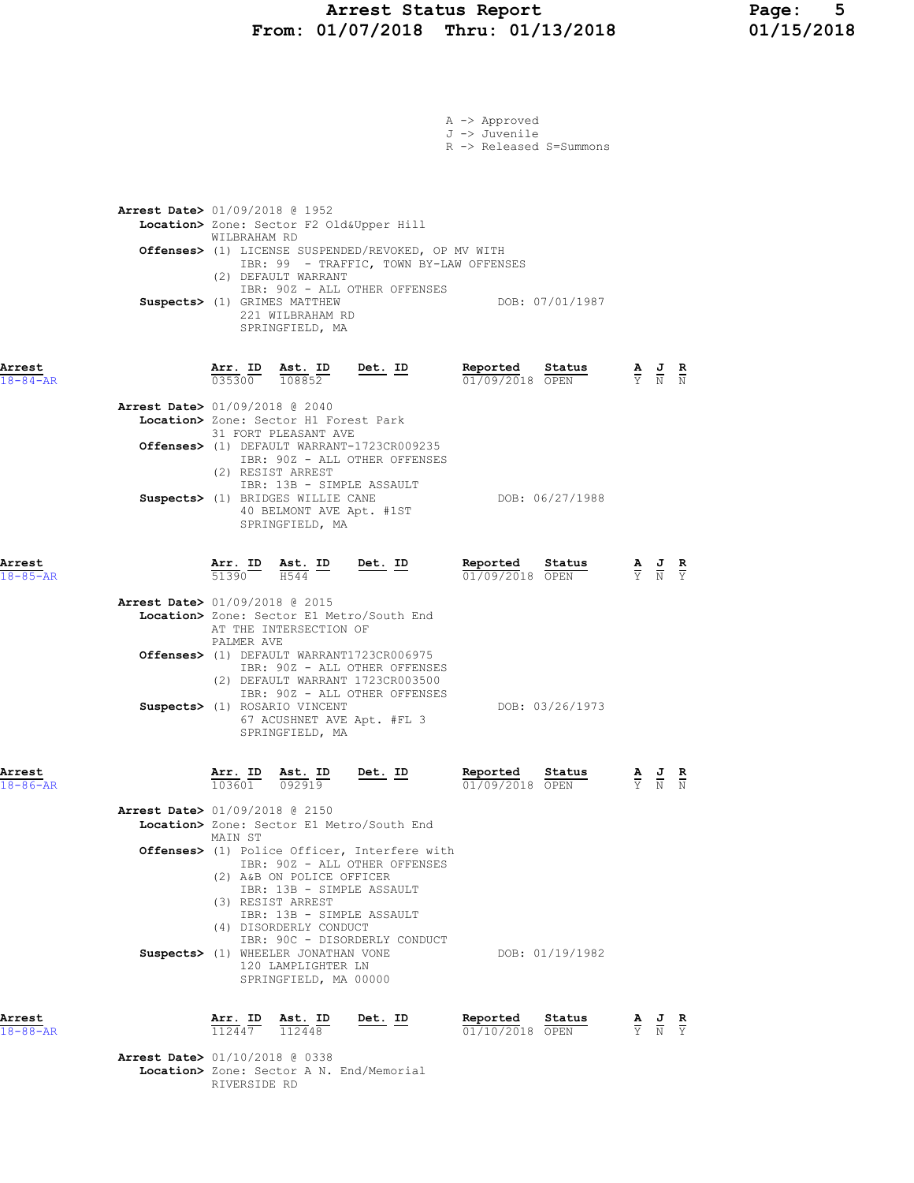A -> Approved
J -> Juvenile
R -> Released S=Summons

**Arrest Date>** 01/09/2018 @ 1952
**Location>** Zone: Sector F2 Old&Upper Hill
WILBRAHAM RD
**Offenses>** (1) LICENSE SUSPENDED/REVOKED, OP MV WITH
IBR: 99 - TRAFFIC, TOWN BY-LAW OFFENSES
(2) DEFAULT WARRANT
IBR: 90Z - ALL OTHER OFFENSES
**Suspects>** (1) GRIMES MATTHEW DOB: 07/01/1987
221 WILBRAHAM RD
SPRINGFIELD, MA

**Arrest** 18-84-AR

| Arr. ID | Ast. ID | Det. ID | Reported | Status | A | J | R |
|---|---|---|---|---|---|---|---|
| 035300 | 108852 | | 01/09/2018 | OPEN | Y | N | N |

**Arrest Date>** 01/09/2018 @ 2040
**Location>** Zone: Sector H1 Forest Park
31 FORT PLEASANT AVE
**Offenses>** (1) DEFAULT WARRANT-1723CR009235
IBR: 90Z - ALL OTHER OFFENSES
(2) RESIST ARREST
IBR: 13B - SIMPLE ASSAULT
**Suspects>** (1) BRIDGES WILLIE CANE DOB: 06/27/1988
40 BELMONT AVE Apt. #1ST
SPRINGFIELD, MA

**Arrest** 18-85-AR

| Arr. ID | Ast. ID | Det. ID | Reported | Status | A | J | R |
|---|---|---|---|---|---|---|---|
| 51390 | H544 | | 01/09/2018 | OPEN | Y | N | Y |

**Arrest Date>** 01/09/2018 @ 2015
**Location>** Zone: Sector E1 Metro/South End
AT THE INTERSECTION OF
PALMER AVE
**Offenses>** (1) DEFAULT WARRANT1723CR006975
IBR: 90Z - ALL OTHER OFFENSES
(2) DEFAULT WARRANT 1723CR003500
IBR: 90Z - ALL OTHER OFFENSES
**Suspects>** (1) ROSARIO VINCENT DOB: 03/26/1973
67 ACUSHNET AVE Apt. #FL 3
SPRINGFIELD, MA

**Arrest** 18-86-AR

| Arr. ID | Ast. ID | Det. ID | Reported | Status | A | J | R |
|---|---|---|---|---|---|---|---|
| 103601 | 092919 | | 01/09/2018 | OPEN | Y | N | N |

**Arrest Date>** 01/09/2018 @ 2150
**Location>** Zone: Sector E1 Metro/South End
MAIN ST
**Offenses>** (1) Police Officer, Interfere with
IBR: 90Z - ALL OTHER OFFENSES
(2) A&B ON POLICE OFFICER
IBR: 13B - SIMPLE ASSAULT
(3) RESIST ARREST
IBR: 13B - SIMPLE ASSAULT
(4) DISORDERLY CONDUCT
IBR: 90C - DISORDERLY CONDUCT
**Suspects>** (1) WHEELER JONATHAN VONE DOB: 01/19/1982
120 LAMPLIGHTER LN
SPRINGFIELD, MA 00000

**Arrest** 18-88-AR

| Arr. ID | Ast. ID | Det. ID | Reported | Status | A | J | R |
|---|---|---|---|---|---|---|---|
| 112447 | 112448 | | 01/10/2018 | OPEN | Y | N | Y |

**Arrest Date>** 01/10/2018 @ 0338
**Location>** Zone: Sector A N. End/Memorial
RIVERSIDE RD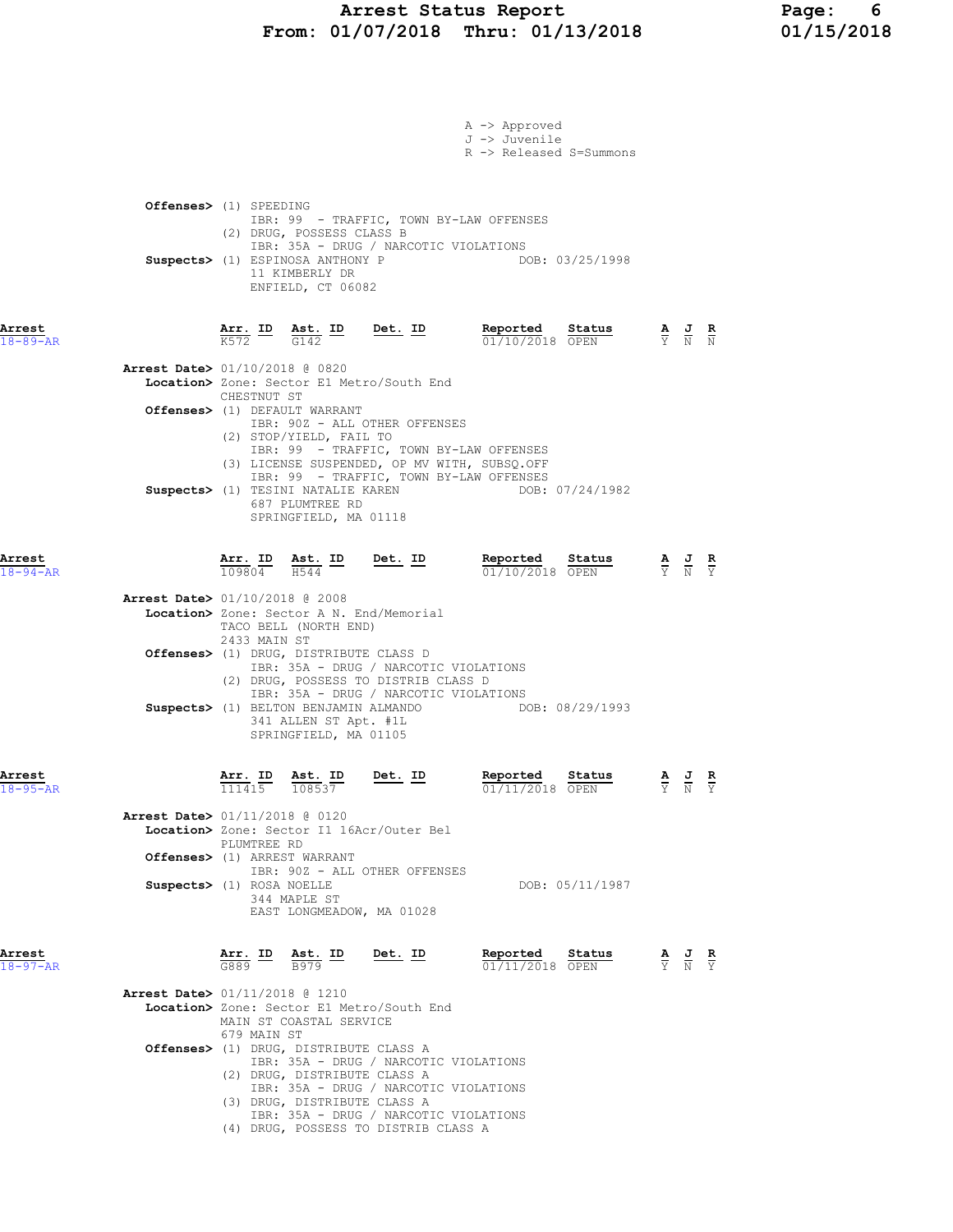A -> Approved
J -> Juvenile
R -> Released S=Summons

**Offenses>** (1) SPEEDING
IBR: 99 - TRAFFIC, TOWN BY-LAW OFFENSES
(2) DRUG, POSSESS CLASS B
IBR: 35A - DRUG / NARCOTIC VIOLATIONS
**Suspects>** (1) ESPINOSA ANTHONY P DOB: 03/25/1998
11 KIMBERLY DR
ENFIELD, CT 06082

---

**Arrest** 18-89-AR

| Arr. ID | Ast. ID | Det. ID | Reported | Status | A | J | R |
|---|---|---|---|---|---|---|---|
| K572 | G142 | | 01/10/2018 | OPEN | Y | N | N |

**Arrest Date>** 01/10/2018 @ 0820
**Location>** Zone: Sector E1 Metro/South End
CHESTNUT ST
**Offenses>** (1) DEFAULT WARRANT
IBR: 90Z - ALL OTHER OFFENSES
(2) STOP/YIELD, FAIL TO
IBR: 99 - TRAFFIC, TOWN BY-LAW OFFENSES
(3) LICENSE SUSPENDED, OP MV WITH, SUBSQ.OFF
IBR: 99 - TRAFFIC, TOWN BY-LAW OFFENSES
**Suspects>** (1) TESINI NATALIE KAREN DOB: 07/24/1982
687 PLUMTREE RD
SPRINGFIELD, MA 01118

---

**Arrest** 18-94-AR

| Arr. ID | Ast. ID | Det. ID | Reported | Status | A | J | R |
|---|---|---|---|---|---|---|---|
| 109804 | H544 | | 01/10/2018 | OPEN | Y | N | Y |

**Arrest Date>** 01/10/2018 @ 2008
**Location>** Zone: Sector A N. End/Memorial
TACO BELL (NORTH END)
2433 MAIN ST
**Offenses>** (1) DRUG, DISTRIBUTE CLASS D
IBR: 35A - DRUG / NARCOTIC VIOLATIONS
(2) DRUG, POSSESS TO DISTRIB CLASS D
IBR: 35A - DRUG / NARCOTIC VIOLATIONS
**Suspects>** (1) BELTON BENJAMIN ALMANDO DOB: 08/29/1993
341 ALLEN ST Apt. #1L
SPRINGFIELD, MA 01105

---

**Arrest** 18-95-AR

| Arr. ID | Ast. ID | Det. ID | Reported | Status | A | J | R |
|---|---|---|---|---|---|---|---|
| 111415 | 108537 | | 01/11/2018 | OPEN | Y | N | Y |

**Arrest Date>** 01/11/2018 @ 0120
**Location>** Zone: Sector I1 16Acr/Outer Bel
PLUMTREE RD
**Offenses>** (1) ARREST WARRANT
IBR: 90Z - ALL OTHER OFFENSES
**Suspects>** (1) ROSA NOELLE DOB: 05/11/1987
344 MAPLE ST
EAST LONGMEADOW, MA 01028

---

**Arrest** 18-97-AR

| Arr. ID | Ast. ID | Det. ID | Reported | Status | A | J | R |
|---|---|---|---|---|---|---|---|
| G889 | B979 | | 01/11/2018 | OPEN | Y | N | Y |

**Arrest Date>** 01/11/2018 @ 1210
**Location>** Zone: Sector E1 Metro/South End
MAIN ST COASTAL SERVICE
679 MAIN ST
**Offenses>** (1) DRUG, DISTRIBUTE CLASS A
IBR: 35A - DRUG / NARCOTIC VIOLATIONS
(2) DRUG, DISTRIBUTE CLASS A
IBR: 35A - DRUG / NARCOTIC VIOLATIONS
(3) DRUG, DISTRIBUTE CLASS A
IBR: 35A - DRUG / NARCOTIC VIOLATIONS
(4) DRUG, POSSESS TO DISTRIB CLASS A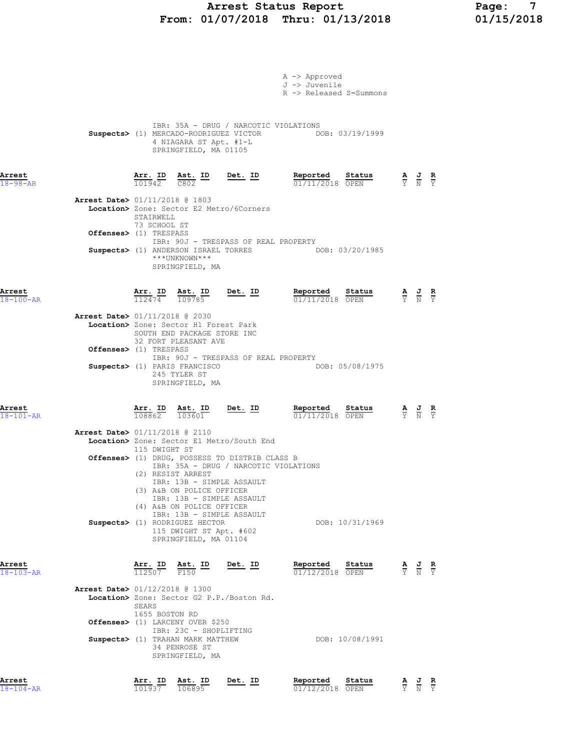A -> Approved
J -> Juvenile
R -> Released S=Summons

IBR: 35A - DRUG / NARCOTIC VIOLATIONS
**Suspects>** (1) MERCADO-RODRIGUEZ VICTOR DOB: 03/19/1999
4 NIAGARA ST Apt. #1-L
SPRINGFIELD, MA 01105

| Arrest | Arr. ID | Ast. ID | Det. ID | Reported | Status | A | J | R |
|---|---|---|---|---|---|---|---|---|
| 18-98-AR | 101942 | C802 | | 01/11/2018 | OPEN | Y | N | Y |

**Arrest Date>** 01/11/2018 @ 1803
**Location>** Zone: Sector E2 Metro/6Corners
STAIRWELL
73 SCHOOL ST
**Offenses>** (1) TRESPASS
IBR: 90J - TRESPASS OF REAL PROPERTY
**Suspects>** (1) ANDERSON ISRAEL TORRES DOB: 03/20/1985
\*\*\*UNKNOWN\*\*\*
SPRINGFIELD, MA

| Arrest | Arr. ID | Ast. ID | Det. ID | Reported | Status | A | J | R |
|---|---|---|---|---|---|---|---|---|
| 18-100-AR | 112474 | 109785 | | 01/11/2018 | OPEN | Y | N | Y |

**Arrest Date>** 01/11/2018 @ 2030
**Location>** Zone: Sector H1 Forest Park
SOUTH END PACKAGE STORE INC
32 FORT PLEASANT AVE
**Offenses>** (1) TRESPASS
IBR: 90J - TRESPASS OF REAL PROPERTY
**Suspects>** (1) PARIS FRANCISCO DOB: 05/08/1975
245 TYLER ST
SPRINGFIELD, MA

| Arrest | Arr. ID | Ast. ID | Det. ID | Reported | Status | A | J | R |
|---|---|---|---|---|---|---|---|---|
| 18-101-AR | 108862 | 103601 | | 01/11/2018 | OPEN | Y | N | Y |

**Arrest Date>** 01/11/2018 @ 2110
**Location>** Zone: Sector E1 Metro/South End
115 DWIGHT ST
**Offenses>** (1) DRUG, POSSESS TO DISTRIB CLASS B
IBR: 35A - DRUG / NARCOTIC VIOLATIONS
(2) RESIST ARREST
IBR: 13B - SIMPLE ASSAULT
(3) A&B ON POLICE OFFICER
IBR: 13B - SIMPLE ASSAULT
(4) A&B ON POLICE OFFICER
IBR: 13B - SIMPLE ASSAULT
**Suspects>** (1) RODRIGUEZ HECTOR DOB: 10/31/1969
115 DWIGHT ST Apt. #602
SPRINGFIELD, MA 01104

| Arrest | Arr. ID | Ast. ID | Det. ID | Reported | Status | A | J | R |
|---|---|---|---|---|---|---|---|---|
| 18-103-AR | 112507 | F150 | | 01/12/2018 | OPEN | Y | N | Y |

**Arrest Date>** 01/12/2018 @ 1300
**Location>** Zone: Sector G2 P.P./Boston Rd.
SEARS
1655 BOSTON RD
**Offenses>** (1) LARCENY OVER $250
IBR: 23C - SHOPLIFTING
**Suspects>** (1) TRAHAN MARK MATTHEW DOB: 10/08/1991
34 PENROSE ST
SPRINGFIELD, MA

| Arrest | Arr. ID | Ast. ID | Det. ID | Reported | Status | A | J | R |
|---|---|---|---|---|---|---|---|---|
| 18-104-AR | 101937 | 106895 | | 01/12/2018 | OPEN | Y | N | Y |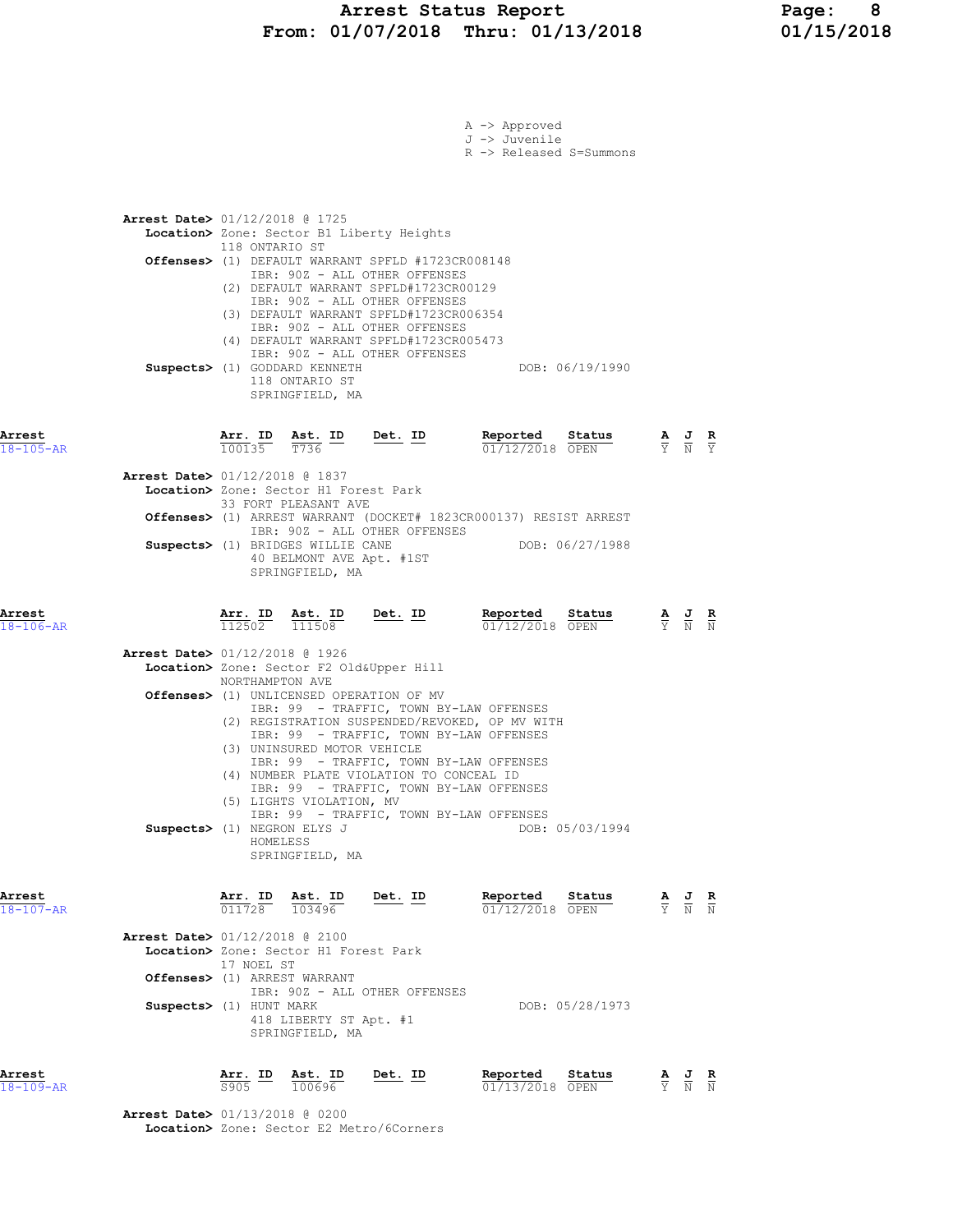A -> Approved
J -> Juvenile
R -> Released S=Summons

**Arrest Date>** 01/12/2018 @ 1725
**Location>** Zone: Sector B1 Liberty Heights
118 ONTARIO ST
**Offenses>** (1) DEFAULT WARRANT SPFLD #1723CR008148
IBR: 90Z - ALL OTHER OFFENSES
(2) DEFAULT WARRANT SPFLD#1723CR00129
IBR: 90Z - ALL OTHER OFFENSES
(3) DEFAULT WARRANT SPFLD#1723CR006354
IBR: 90Z - ALL OTHER OFFENSES
(4) DEFAULT WARRANT SPFLD#1723CR005473
IBR: 90Z - ALL OTHER OFFENSES
**Suspects>** (1) GODDARD KENNETH DOB: 06/19/1990
118 ONTARIO ST
SPRINGFIELD, MA

| Arrest | Arr. ID | Ast. ID | Det. ID | Reported | Status | A | J | R |
|---|---|---|---|---|---|---|---|---|
| 18-105-AR | 100135 | T736 | | 01/12/2018 | OPEN | Y | N | Y |

**Arrest Date>** 01/12/2018 @ 1837
**Location>** Zone: Sector H1 Forest Park
33 FORT PLEASANT AVE
**Offenses>** (1) ARREST WARRANT (DOCKET# 1823CR000137) RESIST ARREST
IBR: 90Z - ALL OTHER OFFENSES
**Suspects>** (1) BRIDGES WILLIE CANE DOB: 06/27/1988
40 BELMONT AVE Apt. #1ST
SPRINGFIELD, MA

| Arrest | Arr. ID | Ast. ID | Det. ID | Reported | Status | A | J | R |
|---|---|---|---|---|---|---|---|---|
| 18-106-AR | 112502 | 111508 | | 01/12/2018 | OPEN | Y | N | N |

**Arrest Date>** 01/12/2018 @ 1926
**Location>** Zone: Sector F2 Old&Upper Hill
NORTHAMPTON AVE
**Offenses>** (1) UNLICENSED OPERATION OF MV
IBR: 99 - TRAFFIC, TOWN BY-LAW OFFENSES
(2) REGISTRATION SUSPENDED/REVOKED, OP MV WITH
IBR: 99 - TRAFFIC, TOWN BY-LAW OFFENSES
(3) UNINSURED MOTOR VEHICLE
IBR: 99 - TRAFFIC, TOWN BY-LAW OFFENSES
(4) NUMBER PLATE VIOLATION TO CONCEAL ID
IBR: 99 - TRAFFIC, TOWN BY-LAW OFFENSES
(5) LIGHTS VIOLATION, MV
IBR: 99 - TRAFFIC, TOWN BY-LAW OFFENSES
**Suspects>** (1) NEGRON ELYS J DOB: 05/03/1994
HOMELESS
SPRINGFIELD, MA

| Arrest | Arr. ID | Ast. ID | Det. ID | Reported | Status | A | J | R |
|---|---|---|---|---|---|---|---|---|
| 18-107-AR | 011728 | 103496 | | 01/12/2018 | OPEN | Y | N | N |

**Arrest Date>** 01/12/2018 @ 2100
**Location>** Zone: Sector H1 Forest Park
17 NOEL ST
**Offenses>** (1) ARREST WARRANT
IBR: 90Z - ALL OTHER OFFENSES
**Suspects>** (1) HUNT MARK DOB: 05/28/1973
418 LIBERTY ST Apt. #1
SPRINGFIELD, MA

| Arrest | Arr. ID | Ast. ID | Det. ID | Reported | Status | A | J | R |
|---|---|---|---|---|---|---|---|---|
| 18-109-AR | S905 | 100696 | | 01/13/2018 | OPEN | Y | N | N |

**Arrest Date>** 01/13/2018 @ 0200
**Location>** Zone: Sector E2 Metro/6Corners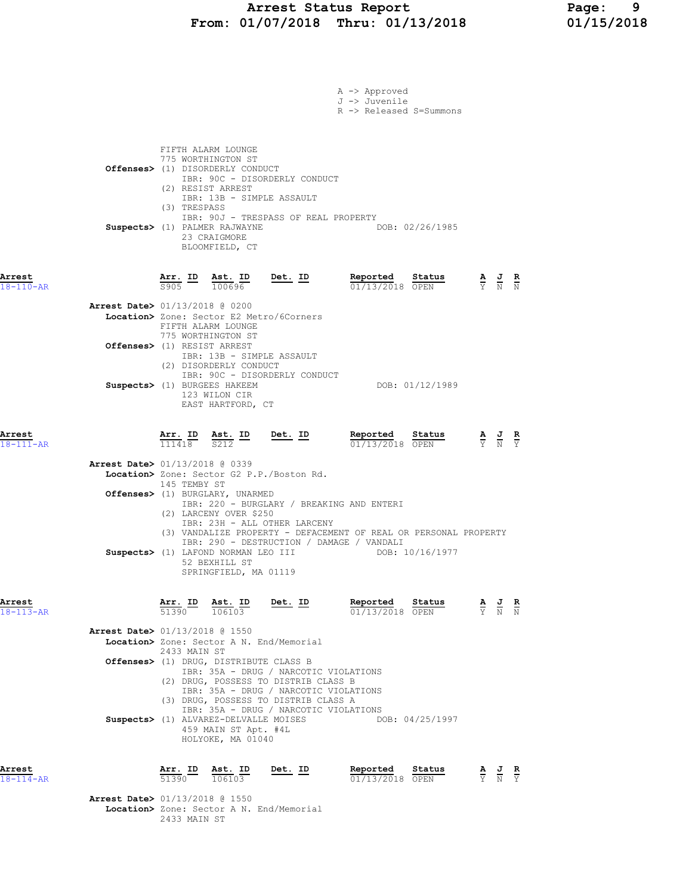A -> Approved
J -> Juvenile
R -> Released S=Summons

FIFTH ALARM LOUNGE
775 WORTHINGTON ST

**Offenses>** (1) DISORDERLY CONDUCT
IBR: 90C - DISORDERLY CONDUCT
(2) RESIST ARREST
IBR: 13B - SIMPLE ASSAULT
(3) TRESPASS
IBR: 90J - TRESPASS OF REAL PROPERTY

**Suspects>** (1) PALMER RAJWAYNE — DOB: 02/26/1985
23 CRAIGMORE
BLOOMFIELD, CT

---

| Arrest | Arr. ID | Ast. ID | Det. ID | Reported | Status | A | J | R |
|---|---|---|---|---|---|---|---|---|
| 18-110-AR | S905 | 100696 | | 01/13/2018 | OPEN | Y | N | N |

**Arrest Date>** 01/13/2018 @ 0200
**Location>** Zone: Sector E2 Metro/6Corners
FIFTH ALARM LOUNGE
775 WORTHINGTON ST

**Offenses>** (1) RESIST ARREST
IBR: 13B - SIMPLE ASSAULT
(2) DISORDERLY CONDUCT
IBR: 90C - DISORDERLY CONDUCT

**Suspects>** (1) BURGEES HAKEEM — DOB: 01/12/1989
123 WILON CIR
EAST HARTFORD, CT

---

| Arrest | Arr. ID | Ast. ID | Det. ID | Reported | Status | A | J | R |
|---|---|---|---|---|---|---|---|---|
| 18-111-AR | 111418 | S212 | | 01/13/2018 | OPEN | Y | N | Y |

**Arrest Date>** 01/13/2018 @ 0339
**Location>** Zone: Sector G2 P.P./Boston Rd.
145 TEMBY ST

**Offenses>** (1) BURGLARY, UNARMED
IBR: 220 - BURGLARY / BREAKING AND ENTERI
(2) LARCENY OVER $250
IBR: 23H - ALL OTHER LARCENY
(3) VANDALIZE PROPERTY - DEFACEMENT OF REAL OR PERSONAL PROPERTY
IBR: 290 - DESTRUCTION / DAMAGE / VANDALI

**Suspects>** (1) LAFOND NORMAN LEO III — DOB: 10/16/1977
52 BEXHILL ST
SPRINGFIELD, MA 01119

---

| Arrest | Arr. ID | Ast. ID | Det. ID | Reported | Status | A | J | R |
|---|---|---|---|---|---|---|---|---|
| 18-113-AR | 51390 | 106103 | | 01/13/2018 | OPEN | Y | N | N |

**Arrest Date>** 01/13/2018 @ 1550
**Location>** Zone: Sector A N. End/Memorial
2433 MAIN ST

**Offenses>** (1) DRUG, DISTRIBUTE CLASS B
IBR: 35A - DRUG / NARCOTIC VIOLATIONS
(2) DRUG, POSSESS TO DISTRIB CLASS B
IBR: 35A - DRUG / NARCOTIC VIOLATIONS
(3) DRUG, POSSESS TO DISTRIB CLASS A
IBR: 35A - DRUG / NARCOTIC VIOLATIONS

**Suspects>** (1) ALVAREZ-DELVALLE MOISES — DOB: 04/25/1997
459 MAIN ST Apt. #4L
HOLYOKE, MA 01040

---

| Arrest | Arr. ID | Ast. ID | Det. ID | Reported | Status | A | J | R |
|---|---|---|---|---|---|---|---|---|
| 18-114-AR | 51390 | 106103 | | 01/13/2018 | OPEN | Y | N | Y |

**Arrest Date>** 01/13/2018 @ 1550
**Location>** Zone: Sector A N. End/Memorial
2433 MAIN ST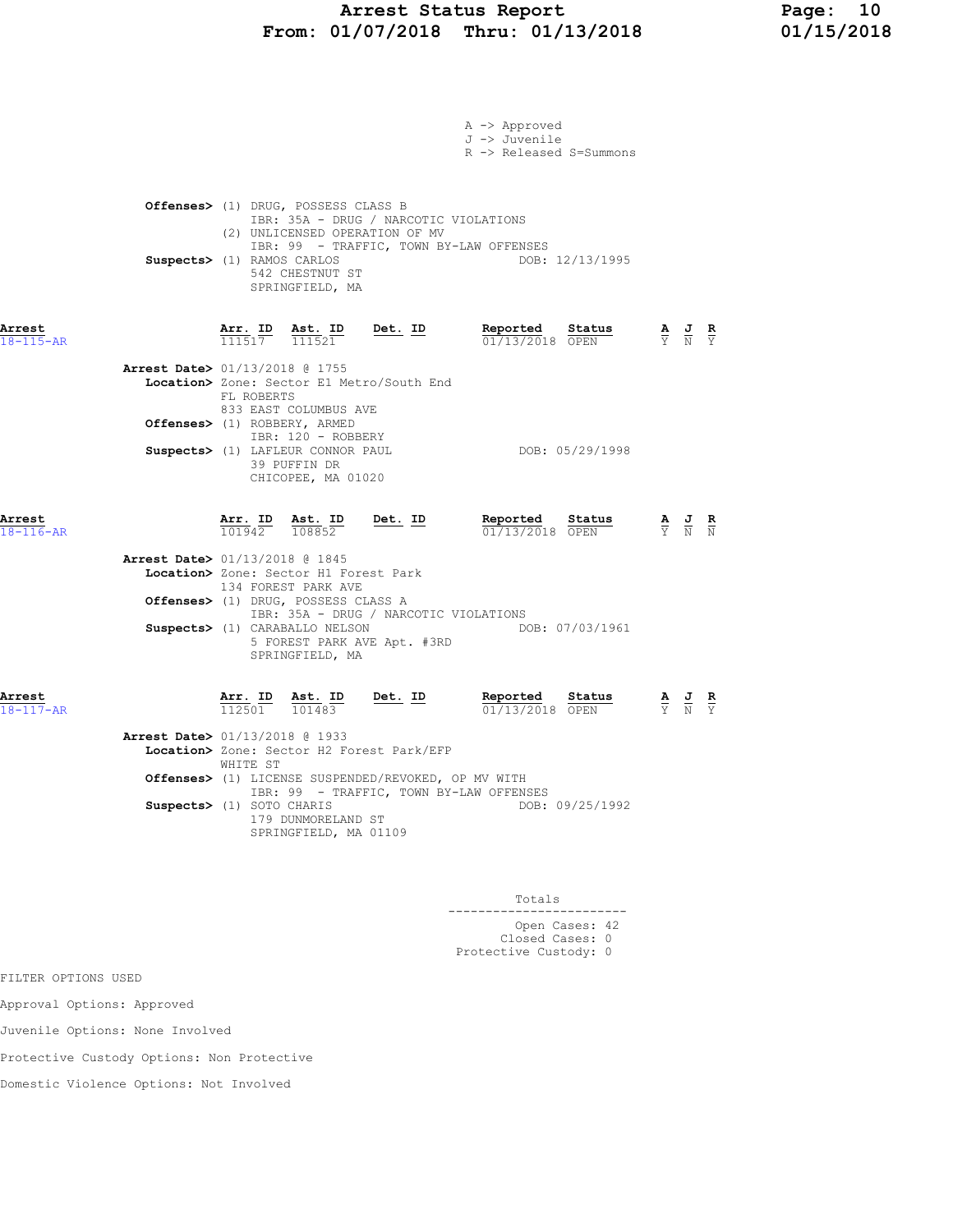A -> Approved
J -> Juvenile
R -> Released S=Summons

**Offenses>** (1) DRUG, POSSESS CLASS B
IBR: 35A - DRUG / NARCOTIC VIOLATIONS
(2) UNLICENSED OPERATION OF MV
IBR: 99 - TRAFFIC, TOWN BY-LAW OFFENSES
**Suspects>** (1) RAMOS CARLOS DOB: 12/13/1995
542 CHESTNUT ST
SPRINGFIELD, MA

| Arrest | Arr. ID | Ast. ID | Det. ID | Reported | Status | A | J | R |
|---|---|---|---|---|---|---|---|---|
| 18-115-AR | 111517 | 111521 | | 01/13/2018 | OPEN | Y | N | Y |

**Arrest Date>** 01/13/2018 @ 1755
**Location>** Zone: Sector E1 Metro/South End
FL ROBERTS
833 EAST COLUMBUS AVE
**Offenses>** (1) ROBBERY, ARMED
IBR: 120 - ROBBERY
**Suspects>** (1) LAFLEUR CONNOR PAUL DOB: 05/29/1998
39 PUFFIN DR
CHICOPEE, MA 01020

| Arrest | Arr. ID | Ast. ID | Det. ID | Reported | Status | A | J | R |
|---|---|---|---|---|---|---|---|---|
| 18-116-AR | 101942 | 108852 | | 01/13/2018 | OPEN | Y | N | N |

**Arrest Date>** 01/13/2018 @ 1845
**Location>** Zone: Sector H1 Forest Park
134 FOREST PARK AVE
**Offenses>** (1) DRUG, POSSESS CLASS A
IBR: 35A - DRUG / NARCOTIC VIOLATIONS
**Suspects>** (1) CARABALLO NELSON DOB: 07/03/1961
5 FOREST PARK AVE Apt. #3RD
SPRINGFIELD, MA

| Arrest | Arr. ID | Ast. ID | Det. ID | Reported | Status | A | J | R |
|---|---|---|---|---|---|---|---|---|
| 18-117-AR | 112501 | 101483 | | 01/13/2018 | OPEN | Y | N | Y |

**Arrest Date>** 01/13/2018 @ 1933
**Location>** Zone: Sector H2 Forest Park/EFP
WHITE ST
**Offenses>** (1) LICENSE SUSPENDED/REVOKED, OP MV WITH
IBR: 99 - TRAFFIC, TOWN BY-LAW OFFENSES
**Suspects>** (1) SOTO CHARIS DOB: 09/25/1992
179 DUNMORELAND ST
SPRINGFIELD, MA 01109

Totals

Open Cases: 42
Closed Cases: 0
Protective Custody: 0

FILTER OPTIONS USED

Approval Options: Approved

Juvenile Options: None Involved

Protective Custody Options: Non Protective

Domestic Violence Options: Not Involved